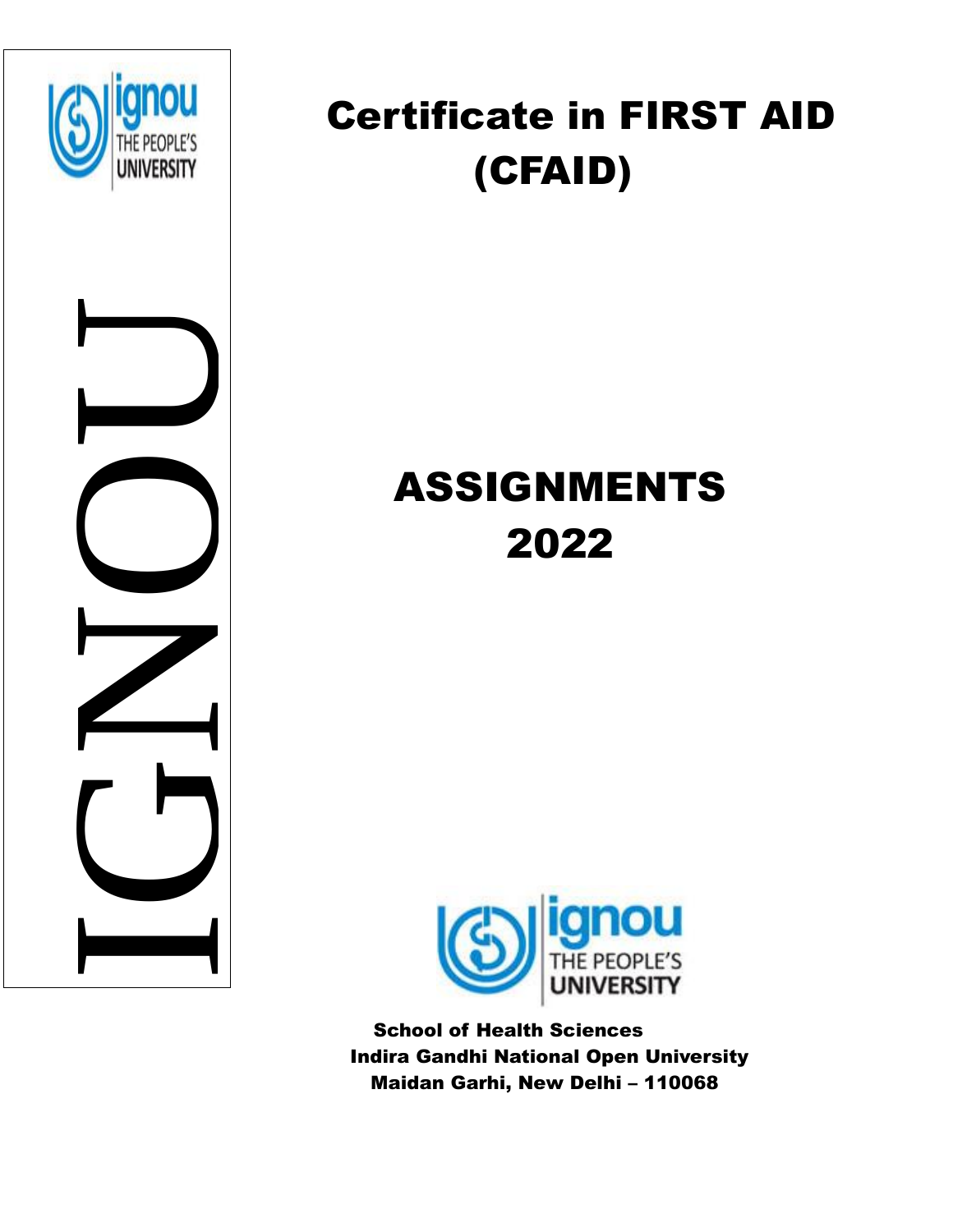IGNOU

# Certificate in FIRST AID (CFAID)

# ASSIGNMENTS 2022

**School of Health Sciences**
**Indira Gandhi National Open University**
**Maidan Garhi, New Delhi – 110068**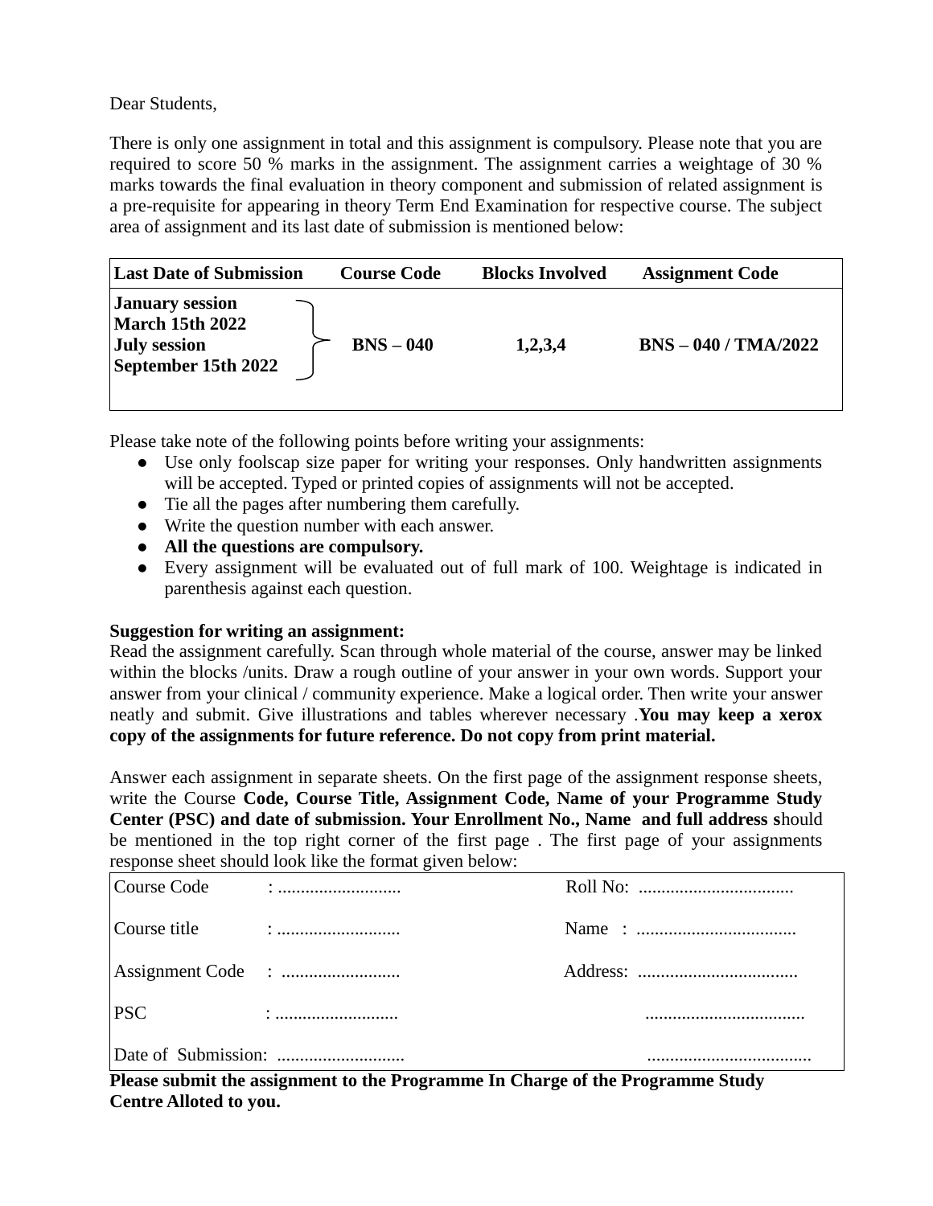Dear Students,

There is only one assignment in total and this assignment is compulsory. Please note that you are required to score 50 % marks in the assignment. The assignment carries a weightage of 30 % marks towards the final evaluation in theory component and submission of related assignment is a pre-requisite for appearing in theory Term End Examination for respective course. The subject area of assignment and its last date of submission is mentioned below:

| Last Date of Submission | Course Code | Blocks Involved | Assignment Code |
|---|---|---|---|
| **January session**<br>**March 15th 2022**<br>**July session**<br>**September 15th 2022** | **BNS – 040** | **1,2,3,4** | **BNS – 040 / TMA/2022** |

Please take note of the following points before writing your assignments:

- Use only foolscap size paper for writing your responses. Only handwritten assignments will be accepted. Typed or printed copies of assignments will not be accepted.
- Tie all the pages after numbering them carefully.
- Write the question number with each answer.
- **All the questions are compulsory.**
- Every assignment will be evaluated out of full mark of 100. Weightage is indicated in parenthesis against each question.

**Suggestion for writing an assignment:**
Read the assignment carefully. Scan through whole material of the course, answer may be linked within the blocks /units. Draw a rough outline of your answer in your own words. Support your answer from your clinical / community experience. Make a logical order. Then write your answer neatly and submit. Give illustrations and tables wherever necessary .**You may keep a xerox copy of the assignments for future reference. Do not copy from print material.**

Answer each assignment in separate sheets. On the first page of the assignment response sheets, write the Course **Code, Course Title, Assignment Code, Name of your Programme Study Center (PSC) and date of submission. Your Enrollment No., Name and full address s**hould be mentioned in the top right corner of the first page . The first page of your assignments response sheet should look like the format given below:

| | |
|---|---|
| Course Code : .......................... | Roll No: ................................. |
| Course title : .......................... | Name : .................................. |
| Assignment Code : .......................... | Address: .................................. |
| PSC : .......................... | .................................. |
| Date of Submission: ........................... | ................................... |

**Please submit the assignment to the Programme In Charge of the Programme Study Centre Alloted to you.**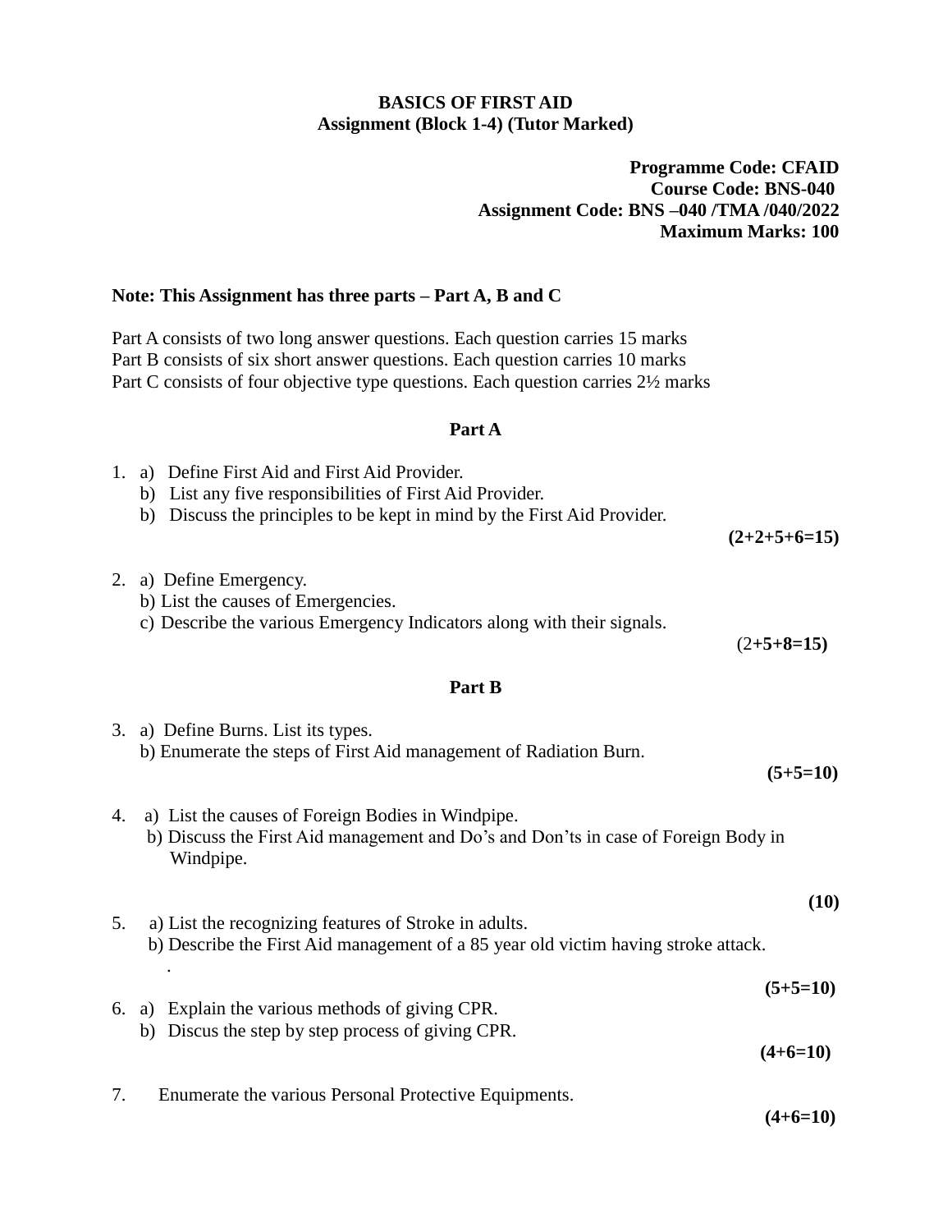**BASICS OF FIRST AID**
**Assignment (Block 1-4) (Tutor Marked)**

**Programme Code: CFAID**
**Course Code: BNS-040**
**Assignment Code: BNS –040 /TMA /040/2022**
**Maximum Marks: 100**

**Note: This Assignment has three parts – Part A, B and C**

Part A consists of two long answer questions. Each question carries 15 marks
Part B consists of six short answer questions. Each question carries 10 marks
Part C consists of four objective type questions. Each question carries 2½ marks

## Part A

1. a) Define First Aid and First Aid Provider.
   b) List any five responsibilities of First Aid Provider.
   b) Discuss the principles to be kept in mind by the First Aid Provider.

   **(2+2+5+6=15)**

2. a) Define Emergency.
   b) List the causes of Emergencies.
   c) Describe the various Emergency Indicators along with their signals.

   (2**+5+8=15)**

## Part B

3. a) Define Burns. List its types.
   b) Enumerate the steps of First Aid management of Radiation Burn.

   **(5+5=10)**

4. a) List the causes of Foreign Bodies in Windpipe.
   b) Discuss the First Aid management and Do's and Don'ts in case of Foreign Body in Windpipe.

   **(10)**

5. a) List the recognizing features of Stroke in adults.
   b) Describe the First Aid management of a 85 year old victim having stroke attack.
   .

   **(5+5=10)**

6. a) Explain the various methods of giving CPR.
   b) Discus the step by step process of giving CPR.

   **(4+6=10)**

7. Enumerate the various Personal Protective Equipments.

   **(4+6=10)**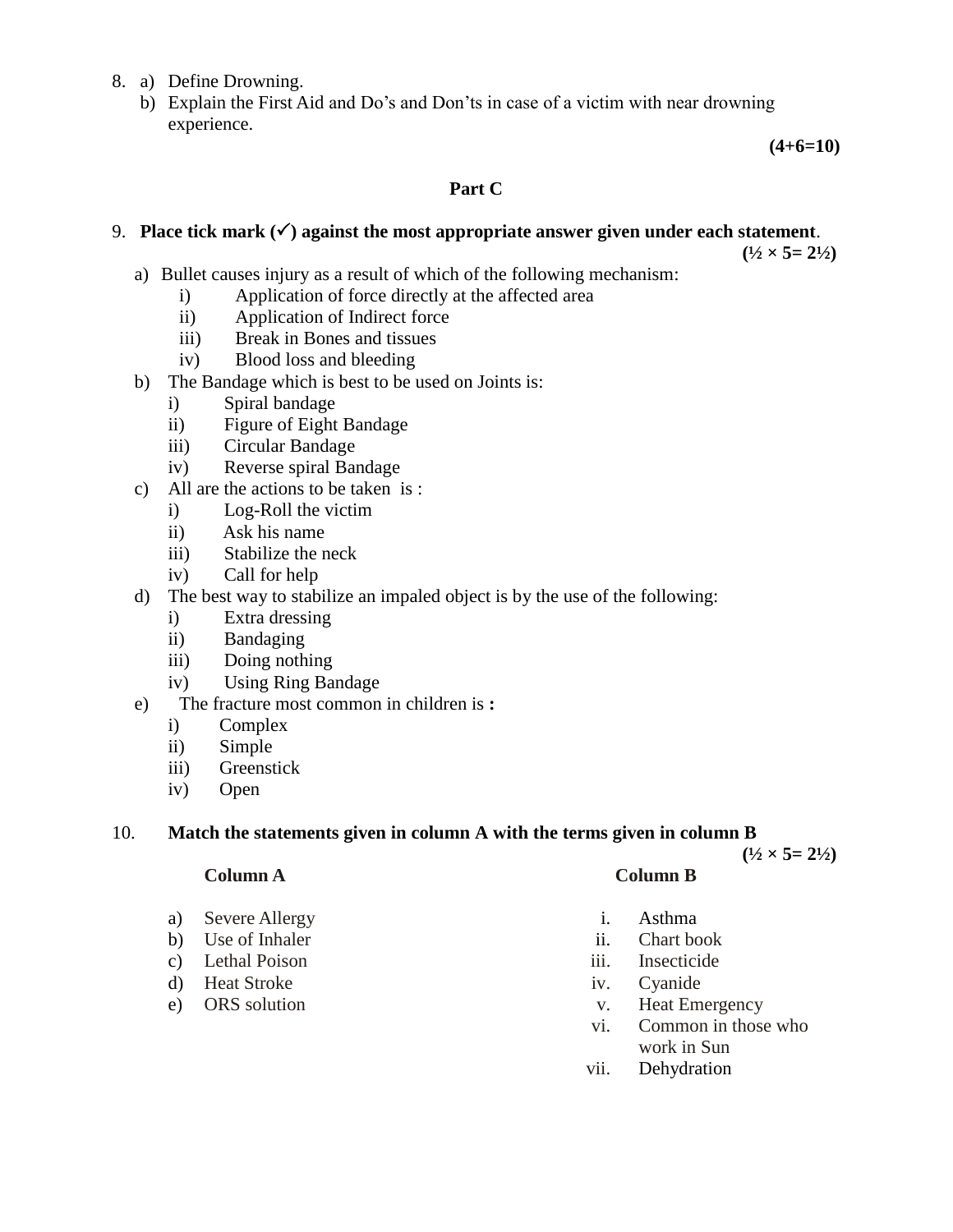8. a) Define Drowning.
   b) Explain the First Aid and Do's and Don'ts in case of a victim with near drowning experience.

**(4+6=10)**

## Part C

9. **Place tick mark (✓) against the most appropriate answer given under each statement**.

**(½ × 5= 2½)**

a) Bullet causes injury as a result of which of the following mechanism:
   - i) Application of force directly at the affected area
   - ii) Application of Indirect force
   - iii) Break in Bones and tissues
   - iv) Blood loss and bleeding

b) The Bandage which is best to be used on Joints is:
   - i) Spiral bandage
   - ii) Figure of Eight Bandage
   - iii) Circular Bandage
   - iv) Reverse spiral Bandage

c) All are the actions to be taken is :
   - i) Log-Roll the victim
   - ii) Ask his name
   - iii) Stabilize the neck
   - iv) Call for help

d) The best way to stabilize an impaled object is by the use of the following:
   - i) Extra dressing
   - ii) Bandaging
   - iii) Doing nothing
   - iv) Using Ring Bandage

e) The fracture most common in children is **:**
   - i) Complex
   - ii) Simple
   - iii) Greenstick
   - iv) Open

10. **Match the statements given in column A with the terms given in column B**

**(½ × 5= 2½)**

| Column A | Column B |
|---|---|
| a) Severe Allergy | i. Asthma |
| b) Use of Inhaler | ii. Chart book |
| c) Lethal Poison | iii. Insecticide |
| d) Heat Stroke | iv. Cyanide |
| e) ORS solution | v. Heat Emergency |
| | vi. Common in those who work in Sun |
| | vii. Dehydration |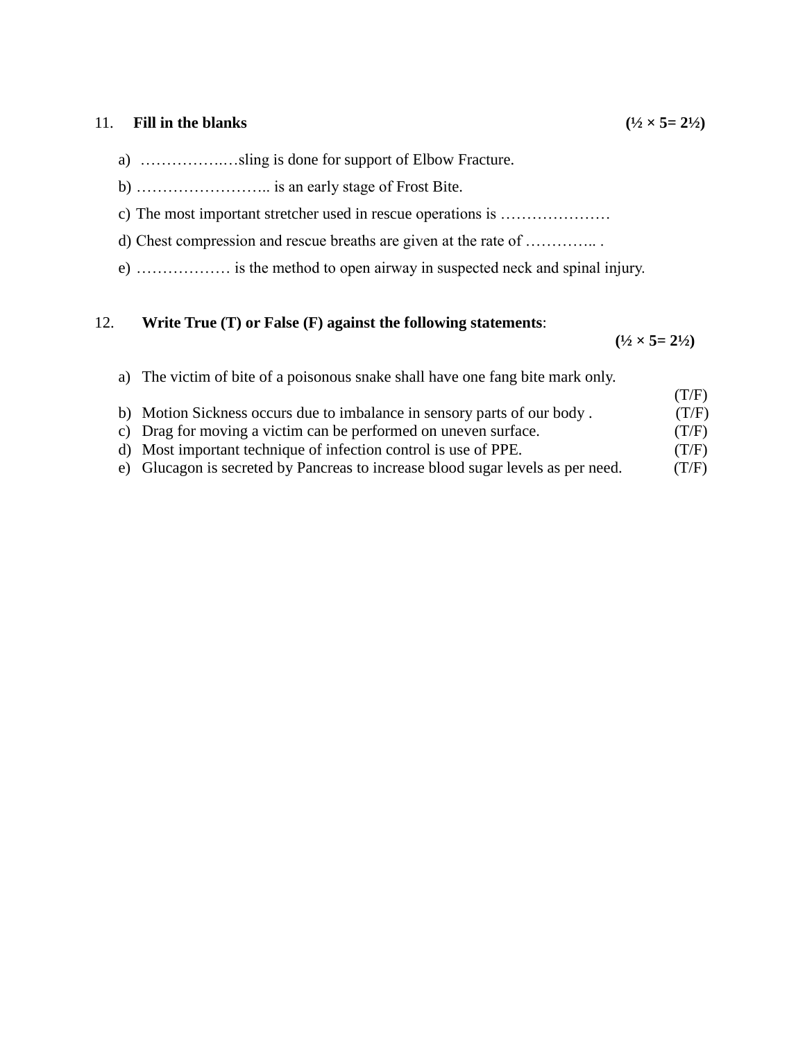11. **Fill in the blanks** **(½ × 5= 2½)**

a) ……………..…sling is done for support of Elbow Fracture.

b) …………………….. is an early stage of Frost Bite.

c) The most important stretcher used in rescue operations is …………………

d) Chest compression and rescue breaths are given at the rate of ………….. .

e) ……………… is the method to open airway in suspected neck and spinal injury.

12. **Write True (T) or False (F) against the following statements**: **(½ × 5= 2½)**

a) The victim of bite of a poisonous snake shall have one fang bite mark only. (T/F)

b) Motion Sickness occurs due to imbalance in sensory parts of our body . (T/F)

c) Drag for moving a victim can be performed on uneven surface. (T/F)

d) Most important technique of infection control is use of PPE. (T/F)

e) Glucagon is secreted by Pancreas to increase blood sugar levels as per need. (T/F)